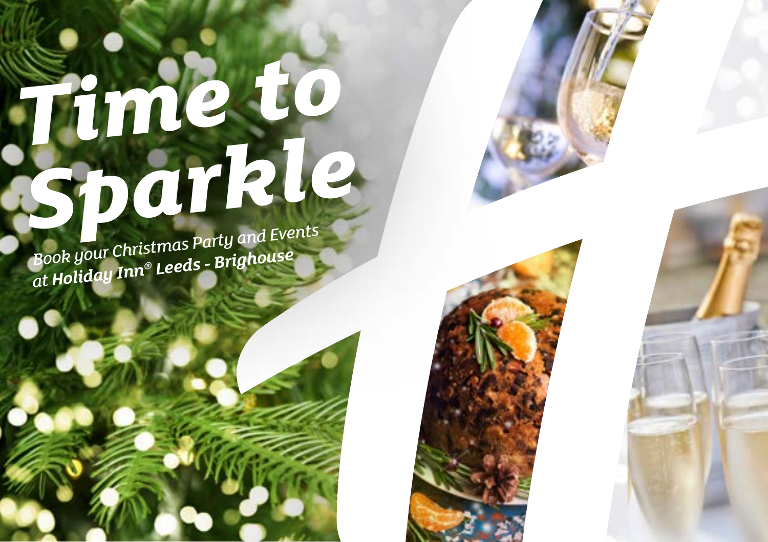# *Time to Sparkle*

*Book your Christmas Party and Events at **Holiday Inn® Leeds - Brighouse***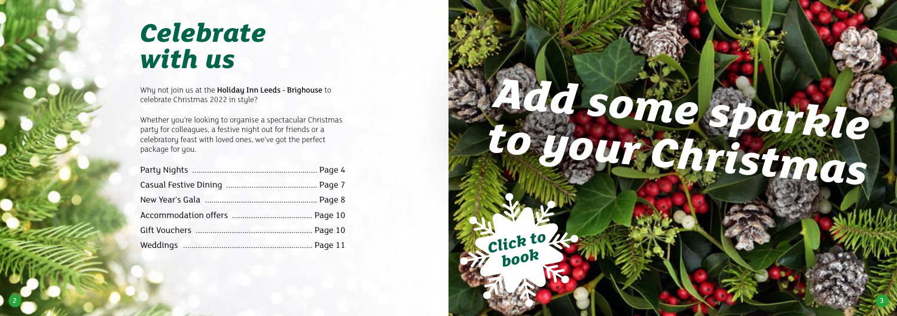# *Celebrate with us*

Why not join us at the **Holiday Inn Leeds - Brighouse** to celebrate Christmas 2022 in style?

Whether you're looking to organise a spectacular Christmas party for colleagues, a festive night out for friends or a celebratory feast with loved ones, we've got the perfect package for you.

| | |
|---|---|
| Party Nights | Page 4 |
| Casual Festive Dining | Page 7 |
| New Year's Gala | Page 8 |
| Accommodation offers | Page 10 |
| Gift Vouchers | Page 10 |
| Weddings | Page 11 |

# *Add some sparkle to your Christmas*

*Click to book*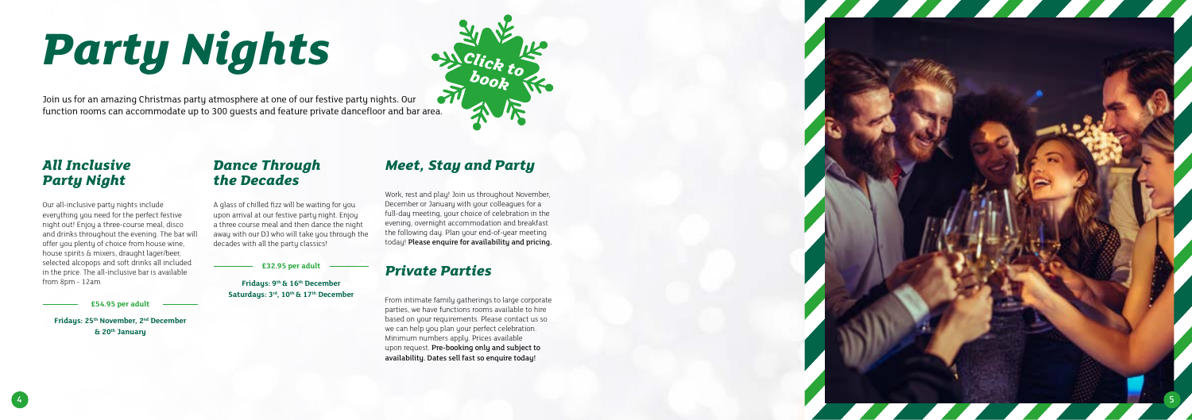# Party Nights

Click to book

Join us for an amazing Christmas party atmosphere at one of our festive party nights. Our function rooms can accommodate up to 300 guests and feature private dancefloor and bar area.

## All Inclusive Party Night

Our all-inclusive party nights include everything you need for the perfect festive night out! Enjoy a three-course meal, disco and drinks throughout the evening. The bar will offer you plenty of choice from house wine, house spirits & mixers, draught lager/beer, selected alcopops and soft drinks all included in the price. The all-inclusive bar is available from 8pm - 12am

**£54.95 per adult**

**Fridays: 25th November, 2nd December & 20th January**

## Dance Through the Decades

A glass of chilled fizz will be waiting for you upon arrival at our festive party night. Enjoy a three course meal and then dance the night away with our DJ who will take you through the decades with all the party classics!

**£32.95 per adult**

**Fridays: 9th & 16th December**
**Saturdays: 3rd, 10th & 17th December**

## Meet, Stay and Party

Work, rest and play! Join us throughout November, December or January with your colleagues for a full-day meeting, your choice of celebration in the evening, overnight accommodation and breakfast the following day. Plan your end-of-year meeting today! **Please enquire for availability and pricing.**

## Private Parties

From intimate family gatherings to large corporate parties, we have functions rooms available to hire based on your requirements. Please contact us so we can help you plan your perfect celebration. Minimum numbers apply. Prices available upon request. **Pre-booking only and subject to availability. Dates sell fast so enquire today!**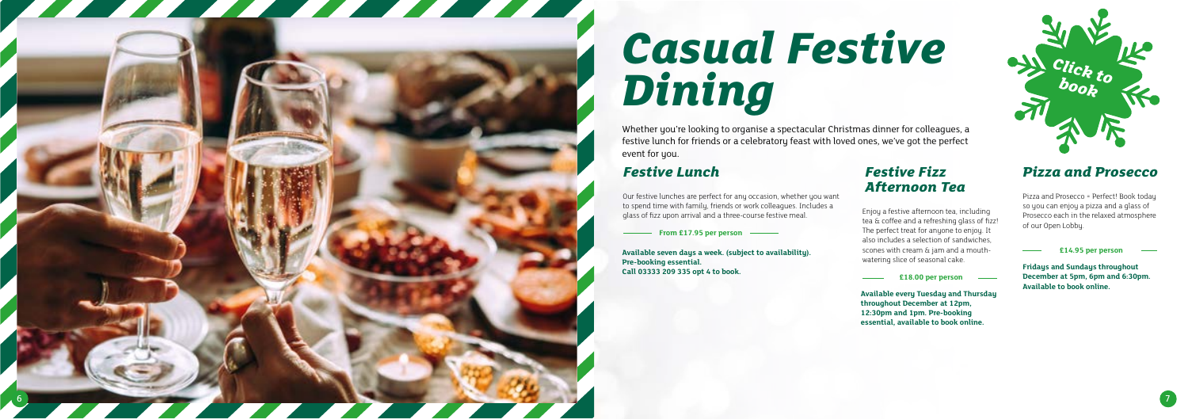# *Casual Festive Dining*

Whether you're looking to organise a spectacular Christmas dinner for colleagues, a festive lunch for friends or a celebratory feast with loved ones, we've got the perfect event for you.

Click to book

## *Festive Lunch*

Our festive lunches are perfect for any occasion, whether you want to spend time with family, friends or work colleagues. Includes a glass of fizz upon arrival and a three-course festive meal.

**From £17.95 per person**

**Available seven days a week. (subject to availability). Pre-booking essential. Call 03333 209 335 opt 4 to book.**

## *Festive Fizz Afternoon Tea*

Enjoy a festive afternoon tea, including tea & coffee and a refreshing glass of fizz! The perfect treat for anyone to enjoy. It also includes a selection of sandwiches, scones with cream & jam and a mouth-watering slice of seasonal cake.

**£18.00 per person**

**Available every Tuesday and Thursday throughout December at 12pm, 12:30pm and 1pm. Pre-booking essential, available to book online.**

## *Pizza and Prosecco*

Pizza and Prosecco = Perfect! Book today so you can enjoy a pizza and a glass of Prosecco each in the relaxed atmosphere of our Open Lobby.

**£14.95 per person**

**Fridays and Sundays throughout December at 5pm, 6pm and 6:30pm. Available to book online.**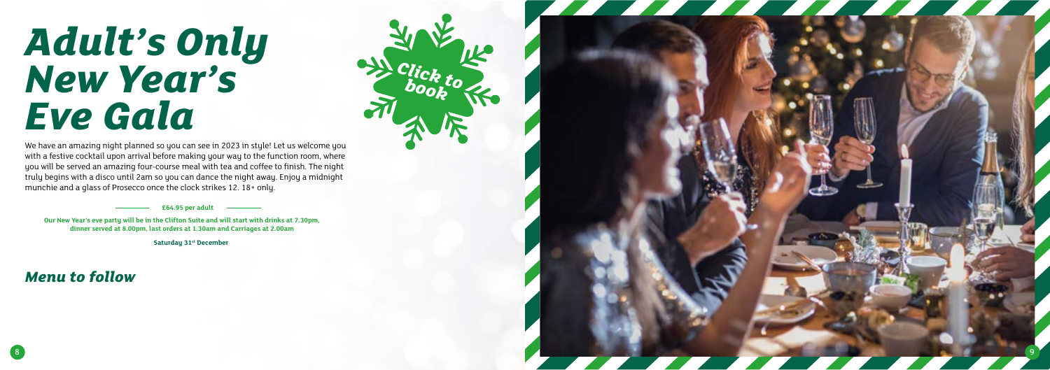# Adult's Only New Year's Eve Gala

Click to book

We have an amazing night planned so you can see in 2023 in style! Let us welcome you with a festive cocktail upon arrival before making your way to the function room, where you will be served an amazing four-course meal with tea and coffee to finish. The night truly begins with a disco until 2am so you can dance the night away. Enjoy a midnight munchie and a glass of Prosecco once the clock strikes 12. 18+ only.

**£64.95 per adult**

**Our New Year's eve party will be in the Clifton Suite and will start with drinks at 7.30pm, dinner served at 8.00pm, last orders at 1.30am and Carriages at 2.00am**

**Saturday 31st December**

## *Menu to follow*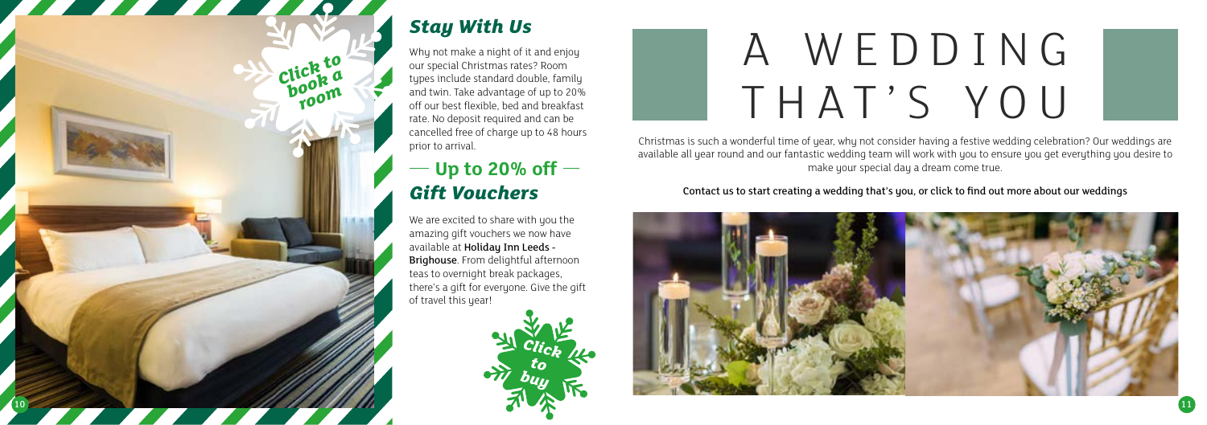## *Stay With Us*

Why not make a night of it and enjoy our special Christmas rates? Room types include standard double, family and twin. Take advantage of up to 20% off our best flexible, bed and breakfast rate. No deposit required and can be cancelled free of charge up to 48 hours prior to arrival.

Click to book a room

## — Up to 20% off —

## *Gift Vouchers*

We are excited to share with you the amazing gift vouchers we now have available at **Holiday Inn Leeds - Brighouse**. From delightful afternoon teas to overnight break packages, there's a gift for everyone. Give the gift of travel this year!

Click to buy

# A WEDDING THAT'S YOU

Christmas is such a wonderful time of year, why not consider having a festive wedding celebration? Our weddings are available all year round and our fantastic wedding team will work with you to ensure you get everything you desire to make your special day a dream come true.

Contact us to start creating a wedding that's you, or click to find out more about our weddings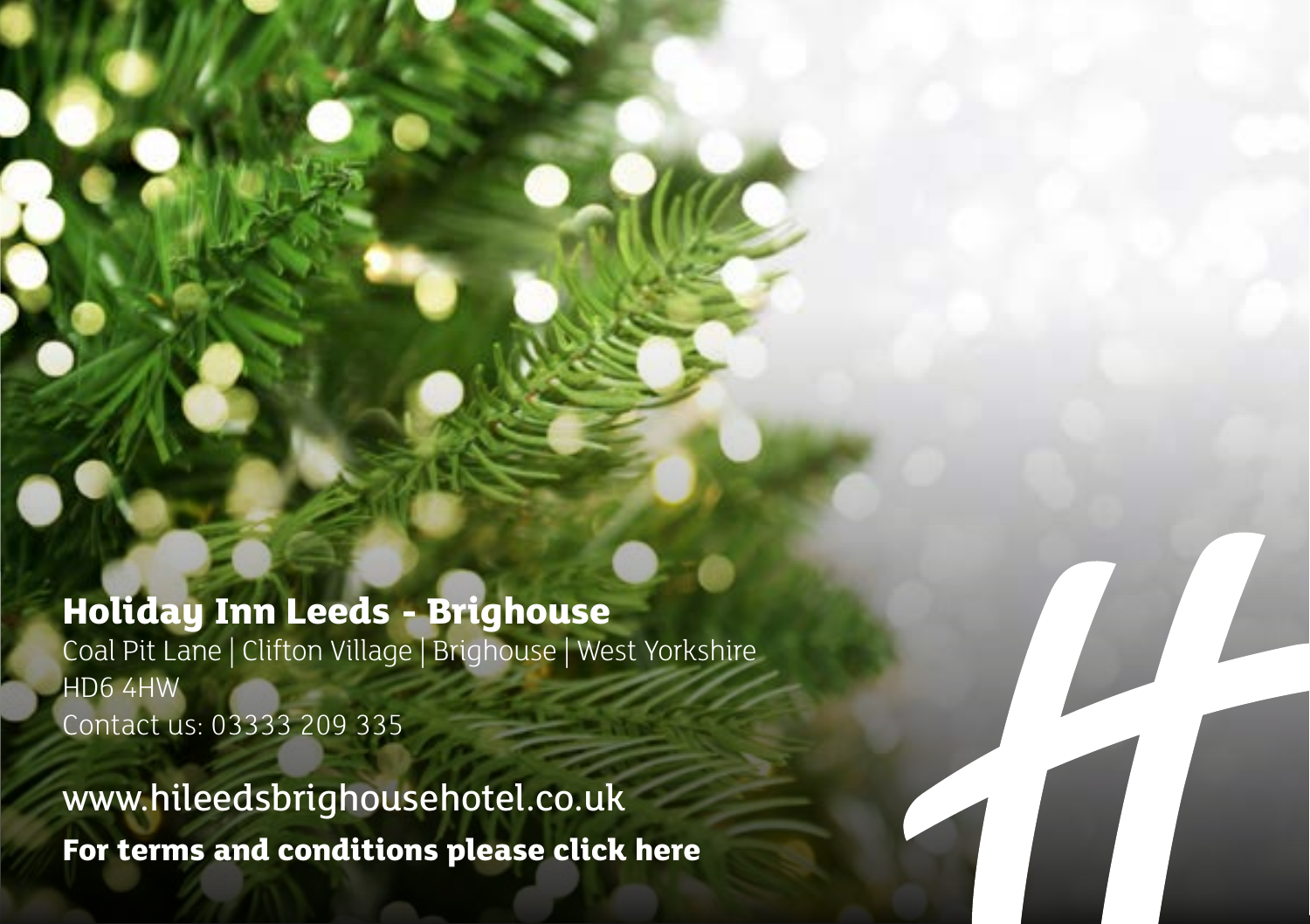**Holiday Inn Leeds - Brighouse**

Coal Pit Lane | Clifton Village | Brighouse | West Yorkshire
HD6 4HW
Contact us: 03333 209 335

www.hileedsbrighousehotel.co.uk

**For terms and conditions please click here**